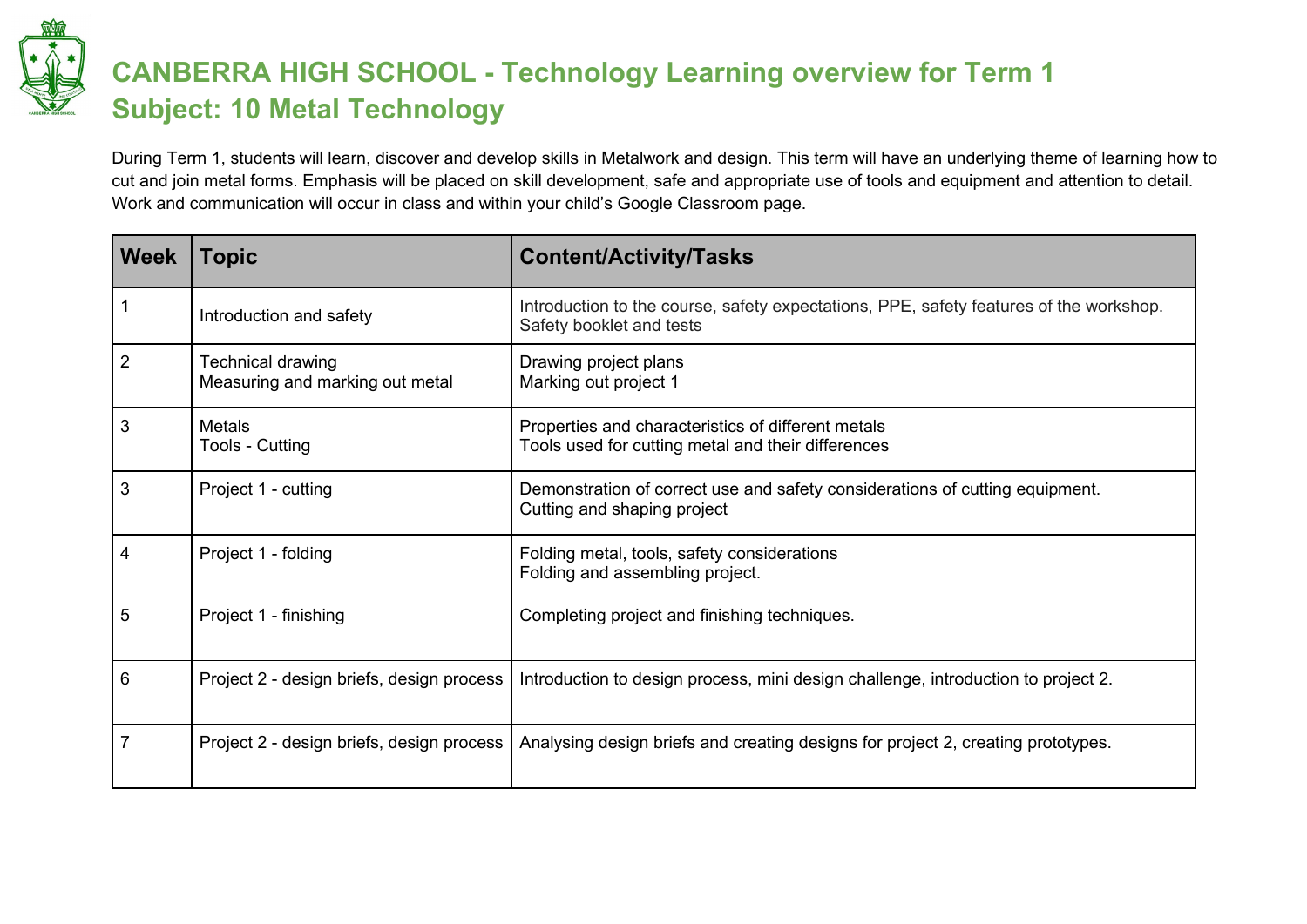# CANBERRA HIGH SCHOOL - Technology Learning overview for Term 1
# Subject: 10 Metal Technology

During Term 1, students will learn, discover and develop skills in Metalwork and design. This term will have an underlying theme of learning how to cut and join metal forms. Emphasis will be placed on skill development, safe and appropriate use of tools and equipment and attention to detail. Work and communication will occur in class and within your child's Google Classroom page.

| Week | Topic | Content/Activity/Tasks |
|---|---|---|
| 1 | Introduction and safety | Introduction to the course, safety expectations, PPE, safety features of the workshop.<br>Safety booklet and tests |
| 2 | Technical drawing<br>Measuring and marking out metal | Drawing project plans<br>Marking out project 1 |
| 3 | Metals<br>Tools - Cutting | Properties and characteristics of different metals<br>Tools used for cutting metal and their differences |
| 3 | Project 1 - cutting | Demonstration of correct use and safety considerations of cutting equipment.<br>Cutting and shaping project |
| 4 | Project 1 - folding | Folding metal, tools, safety considerations<br>Folding and assembling project. |
| 5 | Project 1 - finishing | Completing project and finishing techniques. |
| 6 | Project 2 - design briefs, design process | Introduction to design process, mini design challenge, introduction to project 2. |
| 7 | Project 2 - design briefs, design process | Analysing design briefs and creating designs for project 2, creating prototypes. |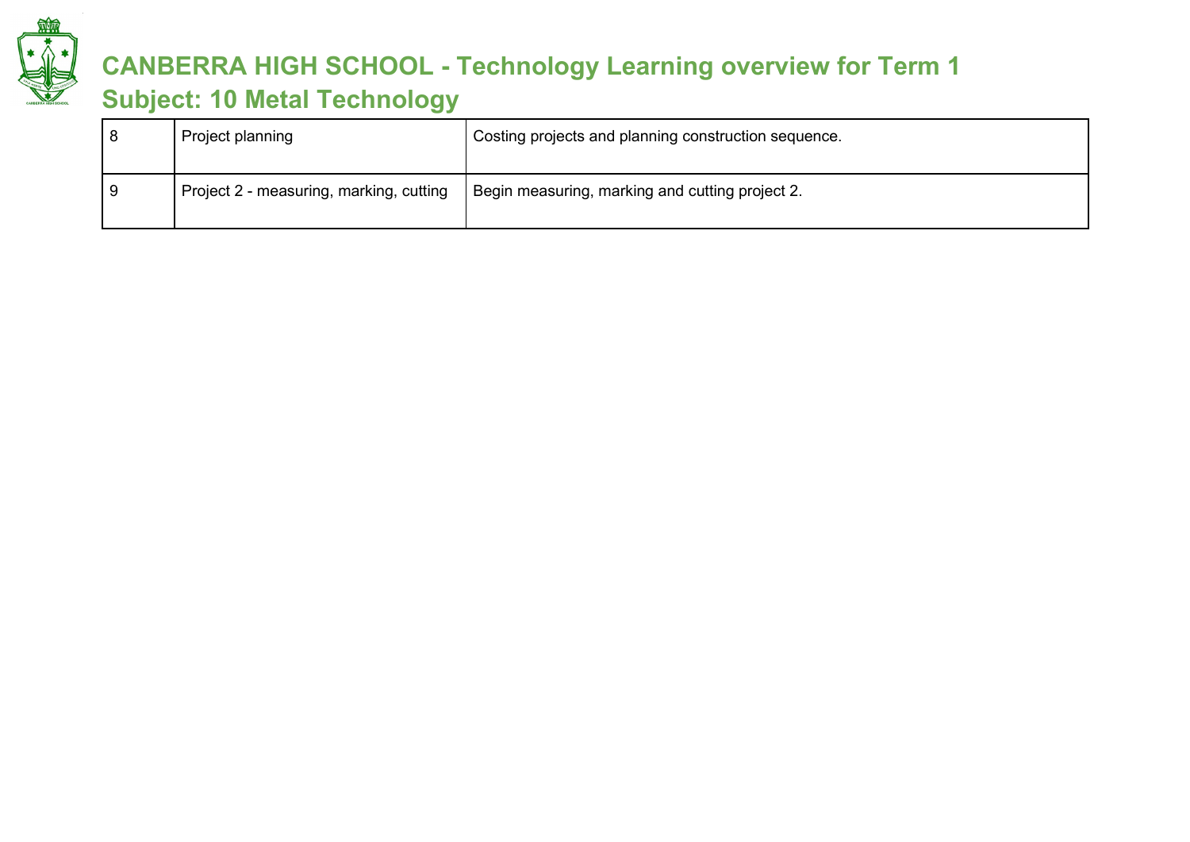# CANBERRA HIGH SCHOOL - Technology Learning overview for Term 1
## Subject: 10 Metal Technology

| | | |
|---|---|---|
| 8 | Project planning | Costing projects and planning construction sequence. |
| 9 | Project 2 - measuring, marking, cutting | Begin measuring, marking and cutting project 2. |